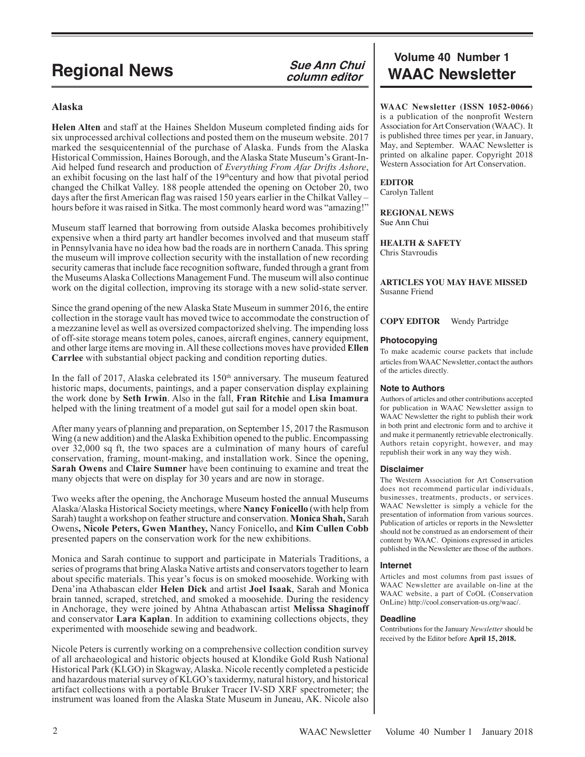# Regional News

*Sue Ann Chui*
*column editor*

## Alaska

**Helen Alten** and staff at the Haines Sheldon Museum completed finding aids for six unprocessed archival collections and posted them on the museum website. 2017 marked the sesquicentennial of the purchase of Alaska. Funds from the Alaska Historical Commission, Haines Borough, and the Alaska State Museum's Grant-In-Aid helped fund research and production of *Everything From Afar Drifts Ashore*, an exhibit focusing on the last half of the 19th century and how that pivotal period changed the Chilkat Valley. 188 people attended the opening on October 20, two days after the first American flag was raised 150 years earlier in the Chilkat Valley – hours before it was raised in Sitka. The most commonly heard word was "amazing!"

Museum staff learned that borrowing from outside Alaska becomes prohibitively expensive when a third party art handler becomes involved and that museum staff in Pennsylvania have no idea how bad the roads are in northern Canada. This spring the museum will improve collection security with the installation of new recording security cameras that include face recognition software, funded through a grant from the Museums Alaska Collections Management Fund. The museum will also continue work on the digital collection, improving its storage with a new solid-state server.

Since the grand opening of the new Alaska State Museum in summer 2016, the entire collection in the storage vault has moved twice to accommodate the construction of a mezzanine level as well as oversized compactorized shelving. The impending loss of off-site storage means totem poles, canoes, aircraft engines, cannery equipment, and other large items are moving in. All these collections moves have provided **Ellen Carrlee** with substantial object packing and condition reporting duties.

In the fall of 2017, Alaska celebrated its 150th anniversary. The museum featured historic maps, documents, paintings, and a paper conservation display explaining the work done by **Seth Irwin**. Also in the fall, **Fran Ritchie** and **Lisa Imamura** helped with the lining treatment of a model gut sail for a model open skin boat.

After many years of planning and preparation, on September 15, 2017 the Rasmuson Wing (a new addition) and the Alaska Exhibition opened to the public. Encompassing over 32,000 sq ft, the two spaces are a culmination of many hours of careful conservation, framing, mount-making, and installation work. Since the opening, **Sarah Owens** and **Claire Sumner** have been continuing to examine and treat the many objects that were on display for 30 years and are now in storage.

Two weeks after the opening, the Anchorage Museum hosted the annual Museums Alaska/Alaska Historical Society meetings, where **Nancy Fonicello** (with help from Sarah) taught a workshop on feather structure and conservation. **Monica Shah,** Sarah Owens**, Nicole Peters, Gwen Manthey,** Nancy Fonicello**,** and **Kim Cullen Cobb** presented papers on the conservation work for the new exhibitions.

Monica and Sarah continue to support and participate in Materials Traditions, a series of programs that bring Alaska Native artists and conservators together to learn about specific materials. This year's focus is on smoked moosehide. Working with Dena'ina Athabascan elder **Helen Dick** and artist **Joel Isaak**, Sarah and Monica brain tanned, scraped, stretched, and smoked a moosehide. During the residency in Anchorage, they were joined by Ahtna Athabascan artist **Melissa Shaginoff** and conservator **Lara Kaplan**. In addition to examining collections objects, they experimented with moosehide sewing and beadwork.

Nicole Peters is currently working on a comprehensive collection condition survey of all archaeological and historic objects housed at Klondike Gold Rush National Historical Park (KLGO) in Skagway, Alaska. Nicole recently completed a pesticide and hazardous material survey of KLGO's taxidermy, natural history, and historical artifact collections with a portable Bruker Tracer IV-SD XRF spectrometer; the instrument was loaned from the Alaska State Museum in Juneau, AK. Nicole also

---

## Volume 40 Number 1
## WAAC Newsletter

**WAAC Newsletter (ISSN 1052-0066)** is a publication of the nonprofit Western Association for Art Conservation (WAAC). It is published three times per year, in January, May, and September. WAAC Newsletter is printed on alkaline paper. Copyright 2018 Western Association for Art Conservation.

**EDITOR**
Carolyn Tallent

**REGIONAL NEWS**
Sue Ann Chui

**HEALTH & SAFETY**
Chris Stavroudis

**ARTICLES YOU MAY HAVE MISSED**
Susanne Friend

**COPY EDITOR** Wendy Partridge

### Photocopying

To make academic course packets that include articles from WAAC Newsletter, contact the authors of the articles directly.

### Note to Authors

Authors of articles and other contributions accepted for publication in WAAC Newsletter assign to WAAC Newsletter the right to publish their work in both print and electronic form and to archive it and make it permanently retrievable electronically. Authors retain copyright, however, and may republish their work in any way they wish.

### Disclaimer

The Western Association for Art Conservation does not recommend particular individuals, businesses, treatments, products, or services. WAAC Newsletter is simply a vehicle for the presentation of information from various sources. Publication of articles or reports in the Newsletter should not be construed as an endorsement of their content by WAAC. Opinions expressed in articles published in the Newsletter are those of the authors.

### Internet

Articles and most columns from past issues of WAAC Newsletter are available on-line at the WAAC website, a part of CoOL (Conservation OnLine) http://cool.conservation-us.org/waac/.

### Deadline

Contributions for the January *Newsletter* should be received by the Editor before **April 15, 2018.**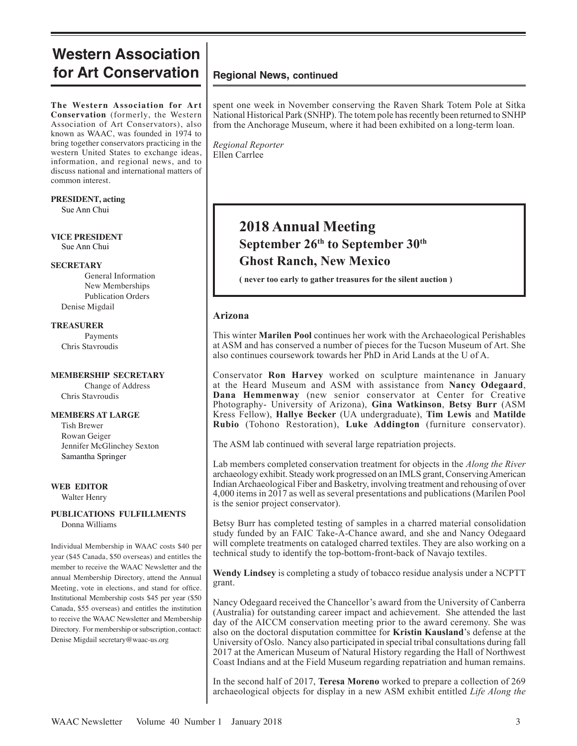# Western Association for Art Conservation

**The Western Association for Art Conservation** (formerly, the Western Association of Art Conservators), also known as WAAC, was founded in 1974 to bring together conservators practicing in the western United States to exchange ideas, information, and regional news, and to discuss national and international matters of common interest.

**PRESIDENT, acting**
Sue Ann Chui

**VICE PRESIDENT**
Sue Ann Chui

**SECRETARY**
General Information
New Memberships
Publication Orders
Denise Migdail

**TREASURER**
Payments
Chris Stavroudis

**MEMBERSHIP SECRETARY**
Change of Address
Chris Stavroudis

**MEMBERS AT LARGE**
Tish Brewer
Rowan Geiger
Jennifer McGlinchey Sexton
Samantha Springer

**WEB EDITOR**
Walter Henry

**PUBLICATIONS FULFILLMENTS**
Donna Williams

Individual Membership in WAAC costs $40 per year ($45 Canada, $50 overseas) and entitles the member to receive the WAAC Newsletter and the annual Membership Directory, attend the Annual Meeting, vote in elections, and stand for office. Institutional Membership costs $45 per year ($50 Canada, $55 overseas) and entitles the institution to receive the WAAC Newsletter and Membership Directory. For membership or subscription, contact: Denise Migdail secretary@waac-us.org

## Regional News, continued

spent one week in November conserving the Raven Shark Totem Pole at Sitka National Historical Park (SNHP). The totem pole has recently been returned to SNHP from the Anchorage Museum, where it had been exhibited on a long-term loan.

*Regional Reporter*
Ellen Carrlee

## 2018 Annual Meeting
### September 26th to September 30th
### Ghost Ranch, New Mexico

**( never too early to gather treasures for the silent auction )**

### Arizona

This winter **Marilen Pool** continues her work with the Archaeological Perishables at ASM and has conserved a number of pieces for the Tucson Museum of Art. She also continues coursework towards her PhD in Arid Lands at the U of A.

Conservator **Ron Harvey** worked on sculpture maintenance in January at the Heard Museum and ASM with assistance from **Nancy Odegaard**, **Dana Hemmenway** (new senior conservator at Center for Creative Photography- University of Arizona), **Gina Watkinson**, **Betsy Burr** (ASM Kress Fellow), **Hallye Becker** (UA undergraduate), **Tim Lewis** and **Matilde Rubio** (Tohono Restoration), **Luke Addington** (furniture conservator).

The ASM lab continued with several large repatriation projects.

Lab members completed conservation treatment for objects in the *Along the River* archaeology exhibit. Steady work progressed on an IMLS grant, Conserving American Indian Archaeological Fiber and Basketry, involving treatment and rehousing of over 4,000 items in 2017 as well as several presentations and publications (Marilen Pool is the senior project conservator).

Betsy Burr has completed testing of samples in a charred material consolidation study funded by an FAIC Take-A-Chance award, and she and Nancy Odegaard will complete treatments on cataloged charred textiles. They are also working on a technical study to identify the top-bottom-front-back of Navajo textiles.

**Wendy Lindsey** is completing a study of tobacco residue analysis under a NCPTT grant.

Nancy Odegaard received the Chancellor's award from the University of Canberra (Australia) for outstanding career impact and achievement. She attended the last day of the AICCM conservation meeting prior to the award ceremony. She was also on the doctoral disputation committee for **Kristin Kausland**'s defense at the University of Oslo. Nancy also participated in special tribal consultations during fall 2017 at the American Museum of Natural History regarding the Hall of Northwest Coast Indians and at the Field Museum regarding repatriation and human remains.

In the second half of 2017, **Teresa Moreno** worked to prepare a collection of 269 archaeological objects for display in a new ASM exhibit entitled *Life Along the*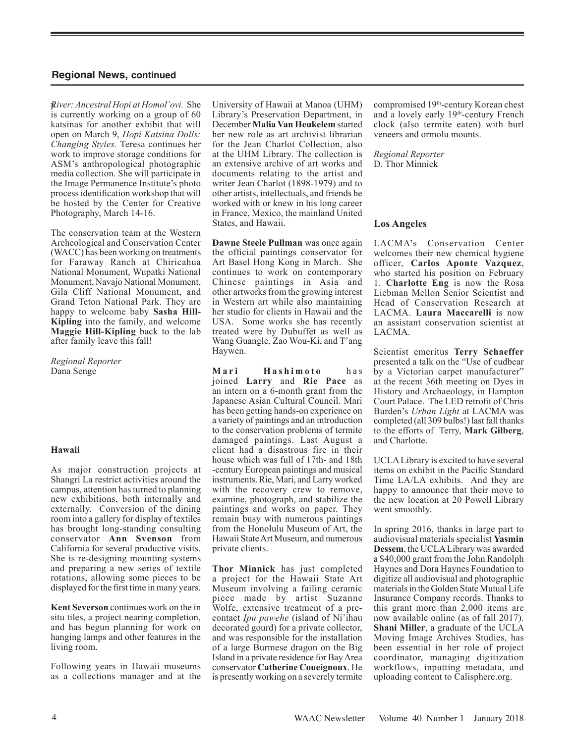## Regional News, continued

*River: Ancestral Hopi at Homol'ovi.* She is currently working on a group of 60 katsinas for another exhibit that will open on March 9, *Hopi Katsina Dolls: Changing Styles.* Teresa continues her work to improve storage conditions for ASM's anthropological photographic media collection. She will participate in the Image Permanence Institute's photo process identification workshop that will be hosted by the Center for Creative Photography, March 14-16.

The conservation team at the Western Archeological and Conservation Center (WACC) has been working on treatments for Faraway Ranch at Chiricahua National Monument, Wupatki National Monument, Navajo National Monument, Gila Cliff National Monument, and Grand Teton National Park. They are happy to welcome baby **Sasha Hill-Kipling** into the family, and welcome **Maggie Hill-Kipling** back to the lab after family leave this fall!

*Regional Reporter*
Dana Senge

### Hawaii

As major construction projects at Shangri La restrict activities around the campus, attention has turned to planning new exhibitions, both internally and externally. Conversion of the dining room into a gallery for display of textiles has brought long-standing consulting conservator **Ann Svenson** from California for several productive visits. She is re-designing mounting systems and preparing a new series of textile rotations, allowing some pieces to be displayed for the first time in many years.

**Kent Severson** continues work on the in situ tiles, a project nearing completion, and has begun planning for work on hanging lamps and other features in the living room.

Following years in Hawaii museums as a collections manager and at the University of Hawaii at Manoa (UHM) Library's Preservation Department, in December **Malia Van Heukelem** started her new role as art archivist librarian for the Jean Charlot Collection, also at the UHM Library. The collection is an extensive archive of art works and documents relating to the artist and writer Jean Charlot (1898-1979) and to other artists, intellectuals, and friends he worked with or knew in his long career in France, Mexico, the mainland United States, and Hawaii.

**Dawne Steele Pullman** was once again the official paintings conservator for Art Basel Hong Kong in March. She continues to work on contemporary Chinese paintings in Asia and other artworks from the growing interest in Western art while also maintaining her studio for clients in Hawaii and the USA. Some works she has recently treated were by Dubuffet as well as Wang Guangle, Zao Wou-Ki, and T'ang Haywen.

**Mari Hashimoto** has joined **Larry** and **Rie Pace** as an intern on a 6-month grant from the Japanese Asian Cultural Council. Mari has been getting hands-on experience on a variety of paintings and an introduction to the conservation problems of termite damaged paintings. Last August a client had a disastrous fire in their house which was full of 17th- and 18th -century European paintings and musical instruments. Rie, Mari, and Larry worked with the recovery crew to remove, examine, photograph, and stabilize the paintings and works on paper. They remain busy with numerous paintings from the Honolulu Museum of Art, the Hawaii State Art Museum, and numerous private clients.

**Thor Minnick** has just completed a project for the Hawaii State Art Museum involving a failing ceramic piece made by artist Suzanne Wolfe, extensive treatment of a pre-contact *Ipu pawehe* (island of Ni'ihau decorated gourd) for a private collector, and was responsible for the installation of a large Burmese dragon on the Big Island in a private residence for Bay Area conservator **Catherine Coueignoux**. He is presently working on a severely termite compromised 19th-century Korean chest and a lovely early 19th-century French clock (also termite eaten) with burl veneers and ormolu mounts.

*Regional Reporter*
D. Thor Minnick

### Los Angeles

LACMA's Conservation Center welcomes their new chemical hygiene officer, **Carlos Aponte Vazquez**, who started his position on February 1. **Charlotte Eng** is now the Rosa Liebman Mellon Senior Scientist and Head of Conservation Research at LACMA. **Laura Maccarelli** is now an assistant conservation scientist at LACMA.

Scientist emeritus **Terry Schaeffer** presented a talk on the "Use of cudbear by a Victorian carpet manufacturer" at the recent 36th meeting on Dyes in History and Archaeology, in Hampton Court Palace. The LED retrofit of Chris Burden's *Urban Light* at LACMA was completed (all 309 bulbs!) last fall thanks to the efforts of Terry, **Mark Gilberg**, and Charlotte.

UCLA Library is excited to have several items on exhibit in the Pacific Standard Time LA/LA exhibits. And they are happy to announce that their move to the new location at 20 Powell Library went smoothly.

In spring 2016, thanks in large part to audiovisual materials specialist **Yasmin Dessem**, the UCLA Library was awarded a $40,000 grant from the John Randolph Haynes and Dora Haynes Foundation to digitize all audiovisual and photographic materials in the Golden State Mutual Life Insurance Company records. Thanks to this grant more than 2,000 items are now available online (as of fall 2017). **Shani Miller**, a graduate of the UCLA Moving Image Archives Studies, has been essential in her role of project coordinator, managing digitization workflows, inputting metadata, and uploading content to Calisphere.org.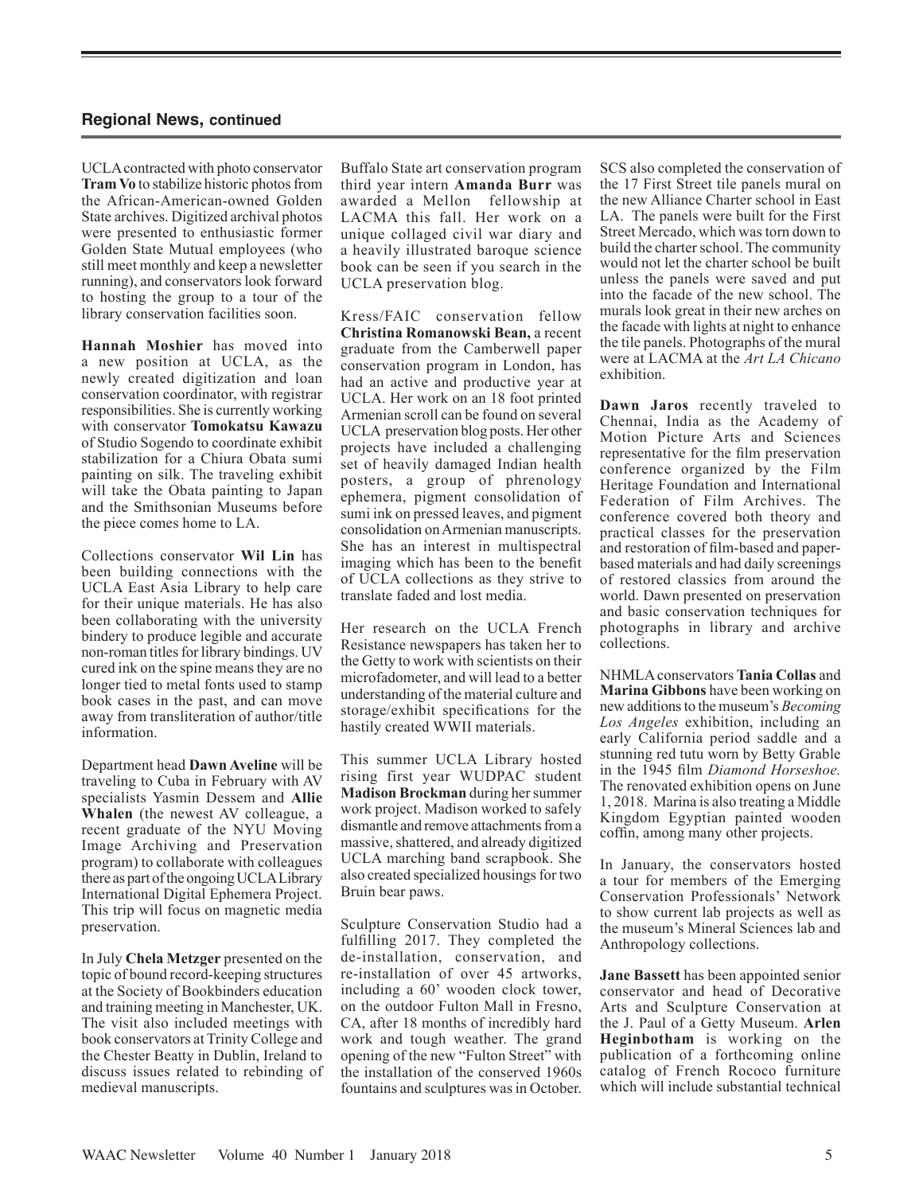## Regional News, continued

UCLA contracted with photo conservator **Tram Vo** to stabilize historic photos from the African-American-owned Golden State archives. Digitized archival photos were presented to enthusiastic former Golden State Mutual employees (who still meet monthly and keep a newsletter running), and conservators look forward to hosting the group to a tour of the library conservation facilities soon.

**Hannah Moshier** has moved into a new position at UCLA, as the newly created digitization and loan conservation coordinator, with registrar responsibilities. She is currently working with conservator **Tomokatsu Kawazu** of Studio Sogendo to coordinate exhibit stabilization for a Chiura Obata sumi painting on silk. The traveling exhibit will take the Obata painting to Japan and the Smithsonian Museums before the piece comes home to LA.

Collections conservator **Wil Lin** has been building connections with the UCLA East Asia Library to help care for their unique materials. He has also been collaborating with the university bindery to produce legible and accurate non-roman titles for library bindings. UV cured ink on the spine means they are no longer tied to metal fonts used to stamp book cases in the past, and can move away from transliteration of author/title information.

Department head **Dawn Aveline** will be traveling to Cuba in February with AV specialists Yasmin Dessem and **Allie Whalen** (the newest AV colleague, a recent graduate of the NYU Moving Image Archiving and Preservation program) to collaborate with colleagues there as part of the ongoing UCLA Library International Digital Ephemera Project. This trip will focus on magnetic media preservation.

In July **Chela Metzger** presented on the topic of bound record-keeping structures at the Society of Bookbinders education and training meeting in Manchester, UK. The visit also included meetings with book conservators at Trinity College and the Chester Beatty in Dublin, Ireland to discuss issues related to rebinding of medieval manuscripts.

Buffalo State art conservation program third year intern **Amanda Burr** was awarded a Mellon fellowship at LACMA this fall. Her work on a unique collaged civil war diary and a heavily illustrated baroque science book can be seen if you search in the UCLA preservation blog.

Kress/FAIC conservation fellow **Christina Romanowski Bean,** a recent graduate from the Camberwell paper conservation program in London, has had an active and productive year at UCLA. Her work on an 18 foot printed Armenian scroll can be found on several UCLA preservation blog posts. Her other projects have included a challenging set of heavily damaged Indian health posters, a group of phrenology ephemera, pigment consolidation of sumi ink on pressed leaves, and pigment consolidation on Armenian manuscripts. She has an interest in multispectral imaging which has been to the benefit of UCLA collections as they strive to translate faded and lost media.

Her research on the UCLA French Resistance newspapers has taken her to the Getty to work with scientists on their microfadometer, and will lead to a better understanding of the material culture and storage/exhibit specifications for the hastily created WWII materials.

This summer UCLA Library hosted rising first year WUDPAC student **Madison Brockman** during her summer work project. Madison worked to safely dismantle and remove attachments from a massive, shattered, and already digitized UCLA marching band scrapbook. She also created specialized housings for two Bruin bear paws.

Sculpture Conservation Studio had a fulfilling 2017. They completed the de-installation, conservation, and re-installation of over 45 artworks, including a 60' wooden clock tower, on the outdoor Fulton Mall in Fresno, CA, after 18 months of incredibly hard work and tough weather. The grand opening of the new "Fulton Street" with the installation of the conserved 1960s fountains and sculptures was in October.

SCS also completed the conservation of the 17 First Street tile panels mural on the new Alliance Charter school in East LA. The panels were built for the First Street Mercado, which was torn down to build the charter school. The community would not let the charter school be built unless the panels were saved and put into the facade of the new school. The murals look great in their new arches on the facade with lights at night to enhance the tile panels. Photographs of the mural were at LACMA at the *Art LA Chicano* exhibition.

**Dawn Jaros** recently traveled to Chennai, India as the Academy of Motion Picture Arts and Sciences representative for the film preservation conference organized by the Film Heritage Foundation and International Federation of Film Archives. The conference covered both theory and practical classes for the preservation and restoration of film-based and paper-based materials and had daily screenings of restored classics from around the world. Dawn presented on preservation and basic conservation techniques for photographs in library and archive collections.

NHMLA conservators **Tania Collas** and **Marina Gibbons** have been working on new additions to the museum's *Becoming Los Angeles* exhibition, including an early California period saddle and a stunning red tutu worn by Betty Grable in the 1945 film *Diamond Horseshoe.* The renovated exhibition opens on June 1, 2018. Marina is also treating a Middle Kingdom Egyptian painted wooden coffin, among many other projects.

In January, the conservators hosted a tour for members of the Emerging Conservation Professionals' Network to show current lab projects as well as the museum's Mineral Sciences lab and Anthropology collections.

**Jane Bassett** has been appointed senior conservator and head of Decorative Arts and Sculpture Conservation at the J. Paul of a Getty Museum. **Arlen Heginbotham** is working on the publication of a forthcoming online catalog of French Rococo furniture which will include substantial technical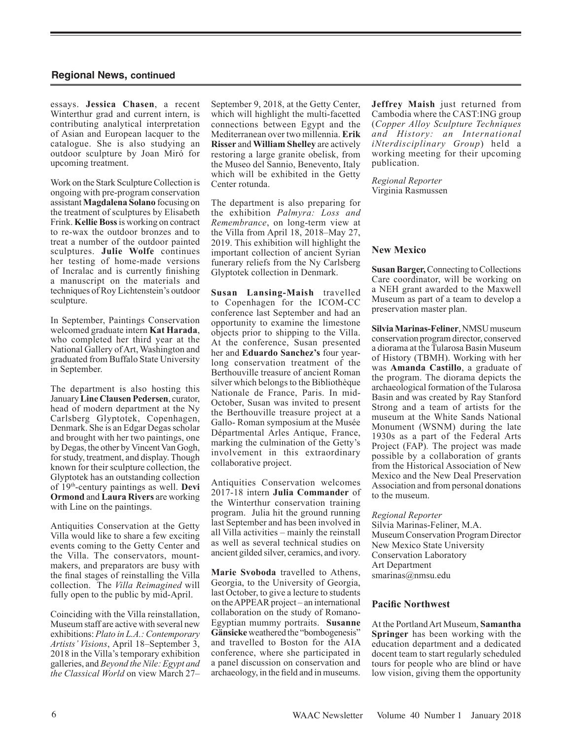## Regional News, continued

essays. **Jessica Chasen**, a recent Winterthur grad and current intern, is contributing analytical interpretation of Asian and European lacquer to the catalogue. She is also studying an outdoor sculpture by Joan Miró for upcoming treatment.

Work on the Stark Sculpture Collection is ongoing with pre-program conservation assistant **Magdalena Solano** focusing on the treatment of sculptures by Elisabeth Frink. **Kellie Boss** is working on contract to re-wax the outdoor bronzes and to treat a number of the outdoor painted sculptures. **Julie Wolfe** continues her testing of home-made versions of Incralac and is currently finishing a manuscript on the materials and techniques of Roy Lichtenstein's outdoor sculpture.

In September, Paintings Conservation welcomed graduate intern **Kat Harada**, who completed her third year at the National Gallery of Art, Washington and graduated from Buffalo State University in September.

The department is also hosting this January **Line Clausen Pedersen**, curator, head of modern department at the Ny Carlsberg Glyptotek, Copenhagen, Denmark. She is an Edgar Degas scholar and brought with her two paintings, one by Degas, the other by Vincent Van Gogh, for study, treatment, and display. Though known for their sculpture collection, the Glyptotek has an outstanding collection of 19th-century paintings as well. **Devi Ormond** and **Laura Rivers** are working with Line on the paintings.

Antiquities Conservation at the Getty Villa would like to share a few exciting events coming to the Getty Center and the Villa. The conservators, mount-makers, and preparators are busy with the final stages of reinstalling the Villa collection. The *Villa Reimagined* will fully open to the public by mid-April.

Coinciding with the Villa reinstallation, Museum staff are active with several new exhibitions: *Plato in L.A.: Contemporary Artists' Visions*, April 18–September 3, 2018 in the Villa's temporary exhibition galleries, and *Beyond the Nile: Egypt and the Classical World* on view March 27–September 9, 2018, at the Getty Center, which will highlight the multi-facetted connections between Egypt and the Mediterranean over two millennia. **Erik Risser** and **William Shelley** are actively restoring a large granite obelisk, from the Museo del Sannio, Benevento, Italy which will be exhibited in the Getty Center rotunda.

The department is also preparing for the exhibition *Palmyra: Loss and Remembrance*, on long-term view at the Villa from April 18, 2018–May 27, 2019. This exhibition will highlight the important collection of ancient Syrian funerary reliefs from the Ny Carlsberg Glyptotek collection in Denmark.

**Susan Lansing-Maish** travelled to Copenhagen for the ICOM-CC conference last September and had an opportunity to examine the limestone objects prior to shipping to the Villa. At the conference, Susan presented her and **Eduardo Sanchez's** four year-long conservation treatment of the Berthouville treasure of ancient Roman silver which belongs to the Bibliothèque Nationale de France, Paris. In mid-October, Susan was invited to present the Berthouville treasure project at a Gallo- Roman symposium at the Musée Départmental Arles Antique, France, marking the culmination of the Getty's involvement in this extraordinary collaborative project.

Antiquities Conservation welcomes 2017-18 intern **Julia Commander** of the Winterthur conservation training program. Julia hit the ground running last September and has been involved in all Villa activities – mainly the reinstall as well as several technical studies on ancient gilded silver, ceramics, and ivory.

**Marie Svoboda** travelled to Athens, Georgia, to the University of Georgia, last October, to give a lecture to students on the APPEAR project – an international collaboration on the study of Romano-Egyptian mummy portraits. **Susanne Gänsicke** weathered the "bombogenesis" and travelled to Boston for the AIA conference, where she participated in a panel discussion on conservation and archaeology, in the field and in museums.

**Jeffrey Maish** just returned from Cambodia where the CAST:ING group (*Copper Alloy Sculpture Techniques and History: an International iNterdisciplinary Group*) held a working meeting for their upcoming publication.

*Regional Reporter*
Virginia Rasmussen

### New Mexico

**Susan Barger,** Connecting to Collections Care coordinator, will be working on a NEH grant awarded to the Maxwell Museum as part of a team to develop a preservation master plan.

**Silvia Marinas-Feliner**, NMSU museum conservation program director, conserved a diorama at the Tularosa Basin Museum of History (TBMH). Working with her was **Amanda Castillo**, a graduate of the program. The diorama depicts the archaeological formation of the Tularosa Basin and was created by Ray Stanford Strong and a team of artists for the museum at the White Sands National Monument (WSNM) during the late 1930s as a part of the Federal Arts Project (FAP). The project was made possible by a collaboration of grants from the Historical Association of New Mexico and the New Deal Preservation Association and from personal donations to the museum.

*Regional Reporter*
Silvia Marinas-Feliner, M.A.
Museum Conservation Program Director
New Mexico State University
Conservation Laboratory
Art Department
smarinas@nmsu.edu

### Pacific Northwest

At the Portland Art Museum, **Samantha Springer** has been working with the education department and a dedicated docent team to start regularly scheduled tours for people who are blind or have low vision, giving them the opportunity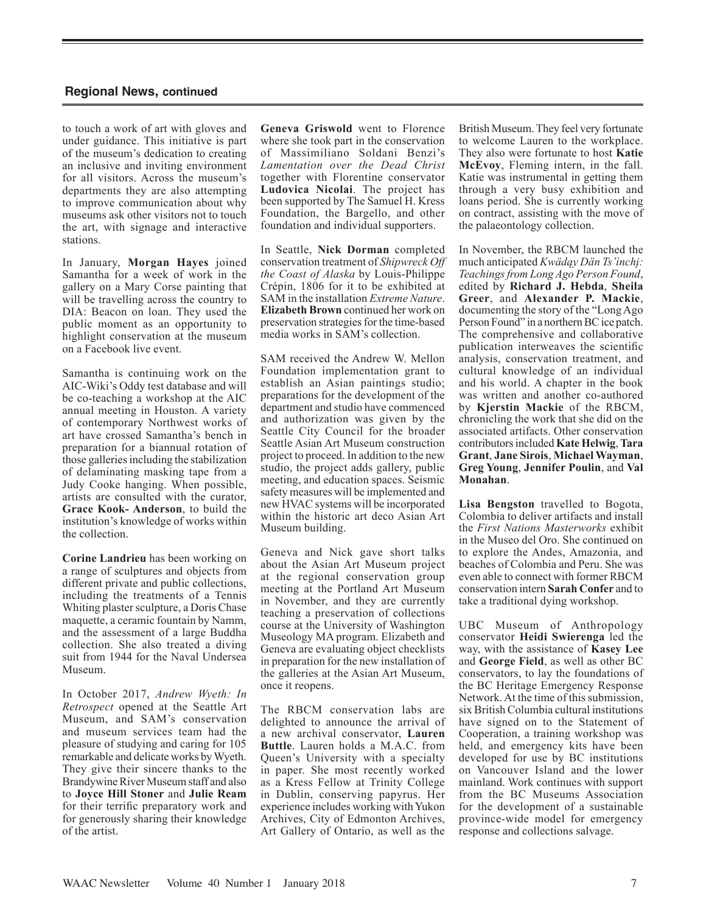## Regional News, continued

to touch a work of art with gloves and under guidance. This initiative is part of the museum's dedication to creating an inclusive and inviting environment for all visitors. Across the museum's departments they are also attempting to improve communication about why museums ask other visitors not to touch the art, with signage and interactive stations.

In January, **Morgan Hayes** joined Samantha for a week of work in the gallery on a Mary Corse painting that will be travelling across the country to DIA: Beacon on loan. They used the public moment as an opportunity to highlight conservation at the museum on a Facebook live event.

Samantha is continuing work on the AIC-Wiki's Oddy test database and will be co-teaching a workshop at the AIC annual meeting in Houston. A variety of contemporary Northwest works of art have crossed Samantha's bench in preparation for a biannual rotation of those galleries including the stabilization of delaminating masking tape from a Judy Cooke hanging. When possible, artists are consulted with the curator, **Grace Kook- Anderson**, to build the institution's knowledge of works within the collection.

**Corine Landrieu** has been working on a range of sculptures and objects from different private and public collections, including the treatments of a Tennis Whiting plaster sculpture, a Doris Chase maquette, a ceramic fountain by Namm, and the assessment of a large Buddha collection. She also treated a diving suit from 1944 for the Naval Undersea Museum.

In October 2017, *Andrew Wyeth: In Retrospect* opened at the Seattle Art Museum, and SAM's conservation and museum services team had the pleasure of studying and caring for 105 remarkable and delicate works by Wyeth. They give their sincere thanks to the Brandywine River Museum staff and also to **Joyce Hill Stoner** and **Julie Ream** for their terrific preparatory work and for generously sharing their knowledge of the artist.

**Geneva Griswold** went to Florence where she took part in the conservation of Massimiliano Soldani Benzi's *Lamentation over the Dead Christ* together with Florentine conservator **Ludovica Nicolai**. The project has been supported by The Samuel H. Kress Foundation, the Bargello, and other foundation and individual supporters.

In Seattle, **Nick Dorman** completed conservation treatment of *Shipwreck Off the Coast of Alaska* by Louis-Philippe Crépin, 1806 for it to be exhibited at SAM in the installation *Extreme Nature*. **Elizabeth Brown** continued her work on preservation strategies for the time-based media works in SAM's collection.

SAM received the Andrew W. Mellon Foundation implementation grant to establish an Asian paintings studio; preparations for the development of the department and studio have commenced and authorization was given by the Seattle City Council for the broader Seattle Asian Art Museum construction project to proceed. In addition to the new studio, the project adds gallery, public meeting, and education spaces. Seismic safety measures will be implemented and new HVAC systems will be incorporated within the historic art deco Asian Art Museum building.

Geneva and Nick gave short talks about the Asian Art Museum project at the regional conservation group meeting at the Portland Art Museum in November, and they are currently teaching a preservation of collections course at the University of Washington Museology MA program. Elizabeth and Geneva are evaluating object checklists in preparation for the new installation of the galleries at the Asian Art Museum, once it reopens.

The RBCM conservation labs are delighted to announce the arrival of a new archival conservator, **Lauren Buttle**. Lauren holds a M.A.C. from Queen's University with a specialty in paper. She most recently worked as a Kress Fellow at Trinity College in Dublin, conserving papyrus. Her experience includes working with Yukon Archives, City of Edmonton Archives, Art Gallery of Ontario, as well as the British Museum. They feel very fortunate to welcome Lauren to the workplace. They also were fortunate to host **Katie McEvoy**, Fleming intern, in the fall. Katie was instrumental in getting them through a very busy exhibition and loans period. She is currently working on contract, assisting with the move of the palaeontology collection.

In November, the RBCM launched the much anticipated *Kwädąy Dän Ts'ìnchį: Teachings from Long Ago Person Found*, edited by **Richard J. Hebda**, **Sheila Greer**, and **Alexander P. Mackie**, documenting the story of the "Long Ago Person Found" in a northern BC ice patch. The comprehensive and collaborative publication interweaves the scientific analysis, conservation treatment, and cultural knowledge of an individual and his world. A chapter in the book was written and another co-authored by **Kjerstin Mackie** of the RBCM, chronicling the work that she did on the associated artifacts. Other conservation contributors included **Kate Helwig**, **Tara Grant**, **Jane Sirois**, **Michael Wayman**, **Greg Young**, **Jennifer Poulin**, and **Val Monahan**.

**Lisa Bengston** travelled to Bogota, Colombia to deliver artifacts and install the *First Nations Masterworks* exhibit in the Museo del Oro. She continued on to explore the Andes, Amazonia, and beaches of Colombia and Peru. She was even able to connect with former RBCM conservation intern **Sarah Confer** and to take a traditional dying workshop.

UBC Museum of Anthropology conservator **Heidi Swierenga** led the way, with the assistance of **Kasey Lee** and **George Field**, as well as other BC conservators, to lay the foundations of the BC Heritage Emergency Response Network. At the time of this submission, six British Columbia cultural institutions have signed on to the Statement of Cooperation, a training workshop was held, and emergency kits have been developed for use by BC institutions on Vancouver Island and the lower mainland. Work continues with support from the BC Museums Association for the development of a sustainable province-wide model for emergency response and collections salvage.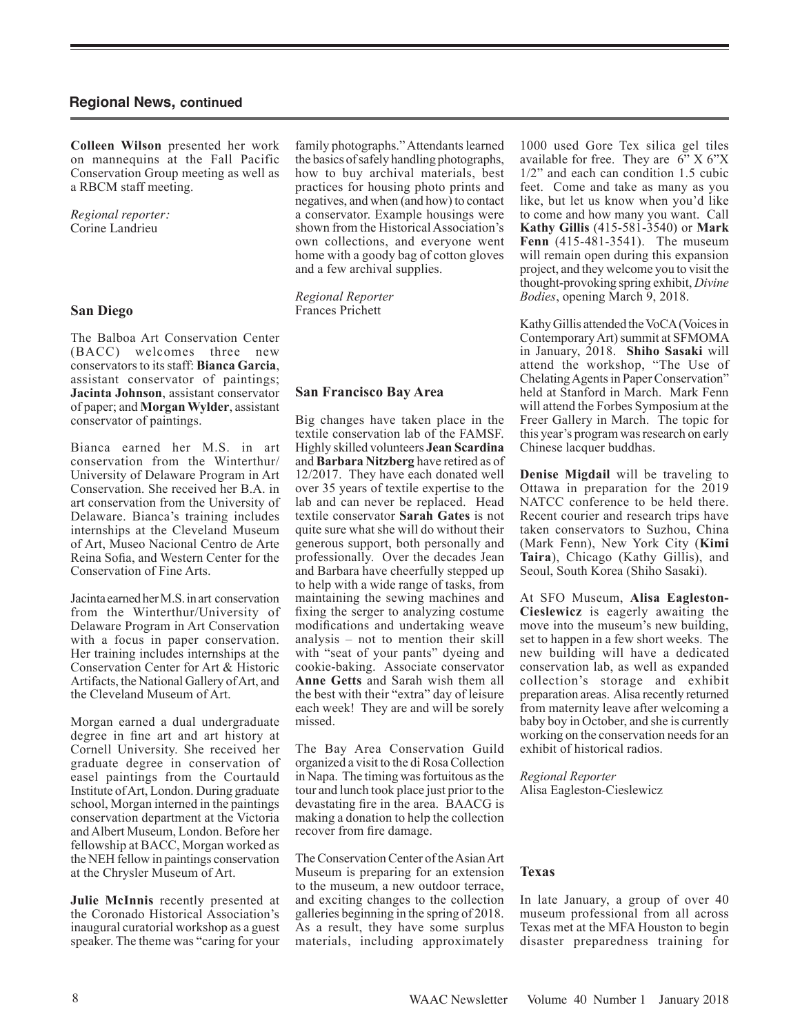## Regional News, continued

**Colleen Wilson** presented her work on mannequins at the Fall Pacific Conservation Group meeting as well as a RBCM staff meeting.

*Regional reporter:*
Corine Landrieu

### San Diego

The Balboa Art Conservation Center (BACC) welcomes three new conservators to its staff: **Bianca Garcia**, assistant conservator of paintings; **Jacinta Johnson**, assistant conservator of paper; and **Morgan Wylder**, assistant conservator of paintings.

Bianca earned her M.S. in art conservation from the Winterthur/University of Delaware Program in Art Conservation. She received her B.A. in art conservation from the University of Delaware. Bianca's training includes internships at the Cleveland Museum of Art, Museo Nacional Centro de Arte Reina Sofia, and Western Center for the Conservation of Fine Arts.

Jacinta earned her M.S. in art conservation from the Winterthur/University of Delaware Program in Art Conservation with a focus in paper conservation. Her training includes internships at the Conservation Center for Art & Historic Artifacts, the National Gallery of Art, and the Cleveland Museum of Art.

Morgan earned a dual undergraduate degree in fine art and art history at Cornell University. She received her graduate degree in conservation of easel paintings from the Courtauld Institute of Art, London. During graduate school, Morgan interned in the paintings conservation department at the Victoria and Albert Museum, London. Before her fellowship at BACC, Morgan worked as the NEH fellow in paintings conservation at the Chrysler Museum of Art.

**Julie McInnis** recently presented at the Coronado Historical Association's inaugural curatorial workshop as a guest speaker. The theme was "caring for your family photographs." Attendants learned the basics of safely handling photographs, how to buy archival materials, best practices for housing photo prints and negatives, and when (and how) to contact a conservator. Example housings were shown from the Historical Association's own collections, and everyone went home with a goody bag of cotton gloves and a few archival supplies.

*Regional Reporter*
Frances Prichett

### San Francisco Bay Area

Big changes have taken place in the textile conservation lab of the FAMSF. Highly skilled volunteers **Jean Scardina** and **Barbara Nitzberg** have retired as of 12/2017. They have each donated well over 35 years of textile expertise to the lab and can never be replaced. Head textile conservator **Sarah Gates** is not quite sure what she will do without their generous support, both personally and professionally. Over the decades Jean and Barbara have cheerfully stepped up to help with a wide range of tasks, from maintaining the sewing machines and fixing the serger to analyzing costume modifications and undertaking weave analysis – not to mention their skill with "seat of your pants" dyeing and cookie-baking. Associate conservator **Anne Getts** and Sarah wish them all the best with their "extra" day of leisure each week! They are and will be sorely missed.

The Bay Area Conservation Guild organized a visit to the di Rosa Collection in Napa. The timing was fortuitous as the tour and lunch took place just prior to the devastating fire in the area. BAACG is making a donation to help the collection recover from fire damage.

The Conservation Center of the Asian Art Museum is preparing for an extension to the museum, a new outdoor terrace, and exciting changes to the collection galleries beginning in the spring of 2018. As a result, they have some surplus materials, including approximately 1000 used Gore Tex silica gel tiles available for free. They are 6" X 6"X 1/2" and each can condition 1.5 cubic feet. Come and take as many as you like, but let us know when you'd like to come and how many you want. Call **Kathy Gillis** (415-581-3540) or **Mark Fenn** (415-481-3541). The museum will remain open during this expansion project, and they welcome you to visit the thought-provoking spring exhibit, *Divine Bodies*, opening March 9, 2018.

Kathy Gillis attended the VoCA (Voices in Contemporary Art) summit at SFMOMA in January, 2018. **Shiho Sasaki** will attend the workshop, "The Use of Chelating Agents in Paper Conservation" held at Stanford in March. Mark Fenn will attend the Forbes Symposium at the Freer Gallery in March. The topic for this year's program was research on early Chinese lacquer buddhas.

**Denise Migdail** will be traveling to Ottawa in preparation for the 2019 NATCC conference to be held there. Recent courier and research trips have taken conservators to Suzhou, China (Mark Fenn), New York City (**Kimi Taira**), Chicago (Kathy Gillis), and Seoul, South Korea (Shiho Sasaki).

At SFO Museum, **Alisa Eagleston-Cieslewicz** is eagerly awaiting the move into the museum's new building, set to happen in a few short weeks. The new building will have a dedicated conservation lab, as well as expanded collection's storage and exhibit preparation areas. Alisa recently returned from maternity leave after welcoming a baby boy in October, and she is currently working on the conservation needs for an exhibit of historical radios.

*Regional Reporter*
Alisa Eagleston-Cieslewicz

### Texas

In late January, a group of over 40 museum professional from all across Texas met at the MFA Houston to begin disaster preparedness training for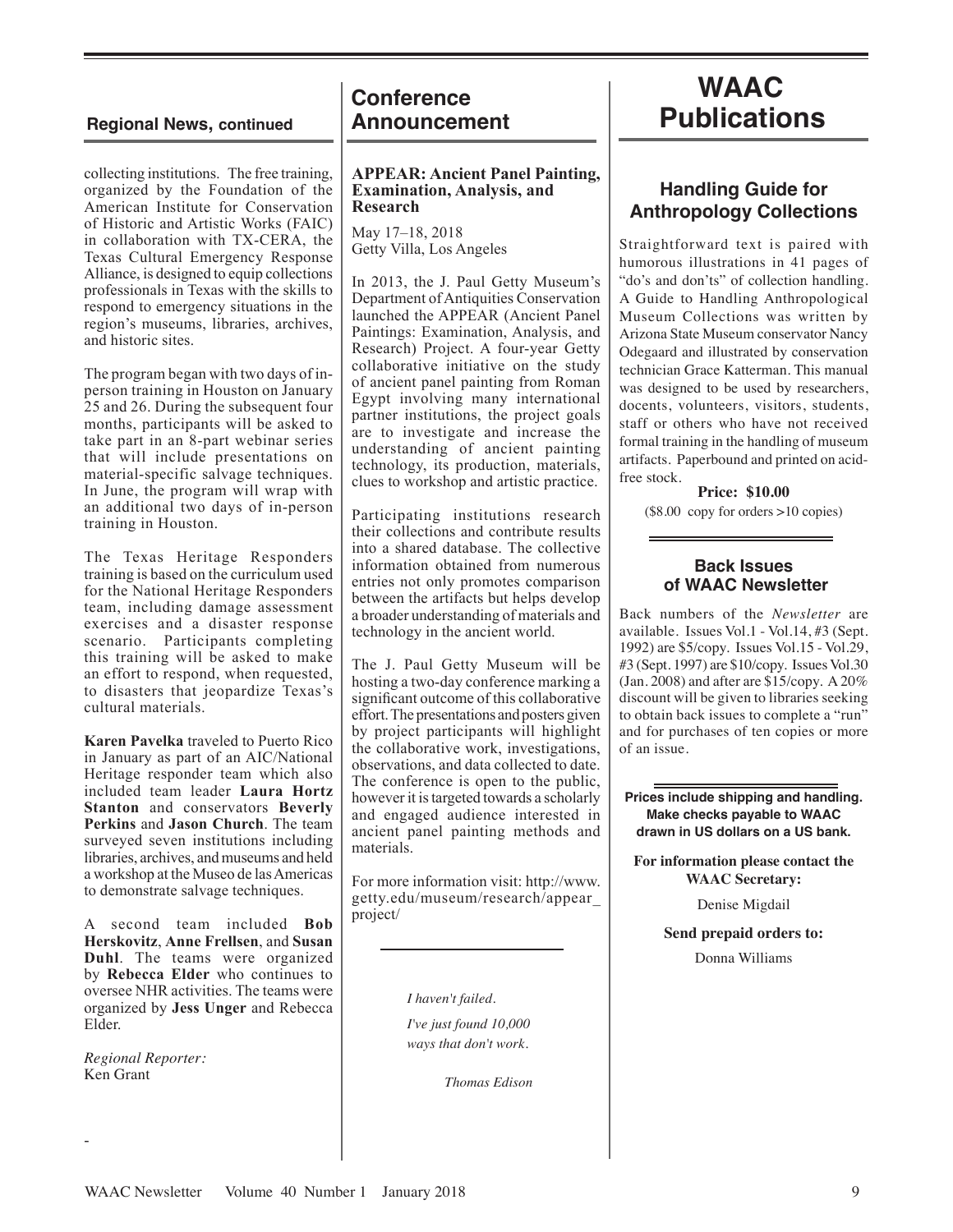## Regional News, continued

collecting institutions. The free training, organized by the Foundation of the American Institute for Conservation of Historic and Artistic Works (FAIC) in collaboration with TX-CERA, the Texas Cultural Emergency Response Alliance, is designed to equip collections professionals in Texas with the skills to respond to emergency situations in the region's museums, libraries, archives, and historic sites.

The program began with two days of in-person training in Houston on January 25 and 26. During the subsequent four months, participants will be asked to take part in an 8-part webinar series that will include presentations on material-specific salvage techniques. In June, the program will wrap with an additional two days of in-person training in Houston.

The Texas Heritage Responders training is based on the curriculum used for the National Heritage Responders team, including damage assessment exercises and a disaster response scenario. Participants completing this training will be asked to make an effort to respond, when requested, to disasters that jeopardize Texas's cultural materials.

**Karen Pavelka** traveled to Puerto Rico in January as part of an AIC/National Heritage responder team which also included team leader **Laura Hortz Stanton** and conservators **Beverly Perkins** and **Jason Church**. The team surveyed seven institutions including libraries, archives, and museums and held a workshop at the Museo de las Americas to demonstrate salvage techniques.

A second team included **Bob Herskovitz**, **Anne Frellsen**, and **Susan Duhl**. The teams were organized by **Rebecca Elder** who continues to oversee NHR activities. The teams were organized by **Jess Unger** and Rebecca Elder.

*Regional Reporter:*
Ken Grant

## Conference Announcement

### APPEAR: Ancient Panel Painting, Examination, Analysis, and Research

May 17–18, 2018
Getty Villa, Los Angeles

In 2013, the J. Paul Getty Museum's Department of Antiquities Conservation launched the APPEAR (Ancient Panel Paintings: Examination, Analysis, and Research) Project. A four-year Getty collaborative initiative on the study of ancient panel painting from Roman Egypt involving many international partner institutions, the project goals are to investigate and increase the understanding of ancient painting technology, its production, materials, clues to workshop and artistic practice.

Participating institutions research their collections and contribute results into a shared database. The collective information obtained from numerous entries not only promotes comparison between the artifacts but helps develop a broader understanding of materials and technology in the ancient world.

The J. Paul Getty Museum will be hosting a two-day conference marking a significant outcome of this collaborative effort. The presentations and posters given by project participants will highlight the collaborative work, investigations, observations, and data collected to date. The conference is open to the public, however it is targeted towards a scholarly and engaged audience interested in ancient panel painting methods and materials.

For more information visit: http://www.getty.edu/museum/research/appear_project/

---

*I haven't failed.*

*I've just found 10,000 ways that don't work.*

*Thomas Edison*

# WAAC Publications

### Handling Guide for Anthropology Collections

Straightforward text is paired with humorous illustrations in 41 pages of "do's and don'ts" of collection handling. A Guide to Handling Anthropological Museum Collections was written by Arizona State Museum conservator Nancy Odegaard and illustrated by conservation technician Grace Katterman. This manual was designed to be used by researchers, docents, volunteers, visitors, students, staff or others who have not received formal training in the handling of museum artifacts. Paperbound and printed on acid-free stock.

**Price: $10.00**

($8.00 copy for orders >10 copies)

### Back Issues of WAAC Newsletter

Back numbers of the *Newsletter* are available. Issues Vol.1 - Vol.14, #3 (Sept. 1992) are $5/copy. Issues Vol.15 - Vol.29, #3 (Sept. 1997) are $10/copy. Issues Vol.30 (Jan. 2008) and after are $15/copy. A 20% discount will be given to libraries seeking to obtain back issues to complete a "run" and for purchases of ten copies or more of an issue.

**Prices include shipping and handling. Make checks payable to WAAC drawn in US dollars on a US bank.**

**For information please contact the WAAC Secretary:**

Denise Migdail

**Send prepaid orders to:**

Donna Williams